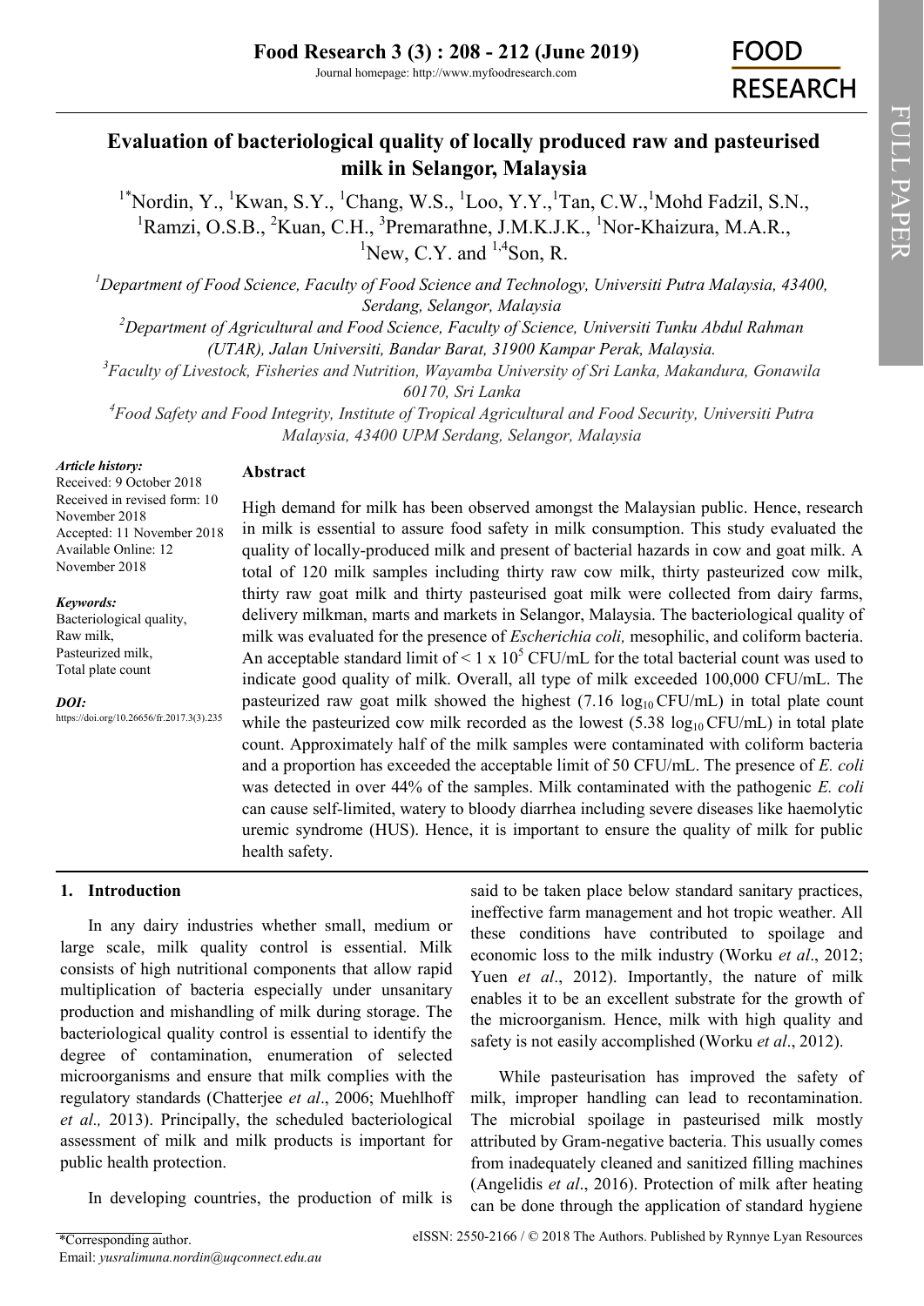# Evaluation of bacteriological quality of locally produced raw and pasteurised milk in Selangor, Malaysia

[1*]Nordin, Y., [1]Kwan, S.Y., [1]Chang, W.S., [1]Loo, Y.Y.,[1]Tan, C.W.,[1]Mohd Fadzil, S.N., [1]Ramzi, O.S.B., [2]Kuan, C.H., [3]Premarathne, J.M.K.J.K., [1]Nor-Khaizura, M.A.R., [1]New, C.Y. and [1,4]Son, R.

[1]*Department of Food Science, Faculty of Food Science and Technology, Universiti Putra Malaysia, 43400, Serdang, Selangor, Malaysia*

[2]*Department of Agricultural and Food Science, Faculty of Science, Universiti Tunku Abdul Rahman (UTAR), Jalan Universiti, Bandar Barat, 31900 Kampar Perak, Malaysia.*

[3]*Faculty of Livestock, Fisheries and Nutrition, Wayamba University of Sri Lanka, Makandura, Gonawila 60170, Sri Lanka*

[4]*Food Safety and Food Integrity, Institute of Tropical Agricultural and Food Security, Universiti Putra Malaysia, 43400 UPM Serdang, Selangor, Malaysia*

***Article history:***
Received: 9 October 2018
Received in revised form: 10 November 2018
Accepted: 11 November 2018
Available Online: 12 November 2018

***Keywords:***
Bacteriological quality,
Raw milk,
Pasteurized milk,
Total plate count

***DOI:***
https://doi.org/10.26656/fr.2017.3(3).235

## Abstract

High demand for milk has been observed amongst the Malaysian public. Hence, research in milk is essential to assure food safety in milk consumption. This study evaluated the quality of locally-produced milk and present of bacterial hazards in cow and goat milk. A total of 120 milk samples including thirty raw cow milk, thirty pasteurized cow milk, thirty raw goat milk and thirty pasteurised goat milk were collected from dairy farms, delivery milkman, marts and markets in Selangor, Malaysia. The bacteriological quality of milk was evaluated for the presence of *Escherichia coli,* mesophilic, and coliform bacteria. An acceptable standard limit of $< 1 \times 10^5$ CFU/mL for the total bacterial count was used to indicate good quality of milk. Overall, all type of milk exceeded 100,000 CFU/mL. The pasteurized raw goat milk showed the highest (7.16 $\log_{10}$ CFU/mL) in total plate count while the pasteurized cow milk recorded as the lowest (5.38 $\log_{10}$ CFU/mL) in total plate count. Approximately half of the milk samples were contaminated with coliform bacteria and a proportion has exceeded the acceptable limit of 50 CFU/mL. The presence of *E. coli* was detected in over 44% of the samples. Milk contaminated with the pathogenic *E. coli* can cause self-limited, watery to bloody diarrhea including severe diseases like haemolytic uremic syndrome (HUS). Hence, it is important to ensure the quality of milk for public health safety.

## 1. Introduction

In any dairy industries whether small, medium or large scale, milk quality control is essential. Milk consists of high nutritional components that allow rapid multiplication of bacteria especially under unsanitary production and mishandling of milk during storage. The bacteriological quality control is essential to identify the degree of contamination, enumeration of selected microorganisms and ensure that milk complies with the regulatory standards (Chatterjee *et al*., 2006; Muehlhoff *et al.,* 2013). Principally, the scheduled bacteriological assessment of milk and milk products is important for public health protection.

In developing countries, the production of milk is said to be taken place below standard sanitary practices, ineffective farm management and hot tropic weather. All these conditions have contributed to spoilage and economic loss to the milk industry (Worku *et al*., 2012; Yuen *et al*., 2012). Importantly, the nature of milk enables it to be an excellent substrate for the growth of the microorganism. Hence, milk with high quality and safety is not easily accomplished (Worku *et al*., 2012).

While pasteurisation has improved the safety of milk, improper handling can lead to recontamination. The microbial spoilage in pasteurised milk mostly attributed by Gram-negative bacteria. This usually comes from inadequately cleaned and sanitized filling machines (Angelidis *et al*., 2016). Protection of milk after heating can be done through the application of standard hygiene

*Corresponding author.
Email: *yusralimuna.nordin@uqconnect.edu.au*

eISSN: 2550-2166 / © 2018 The Authors. Published by Rynnye Lyan Resources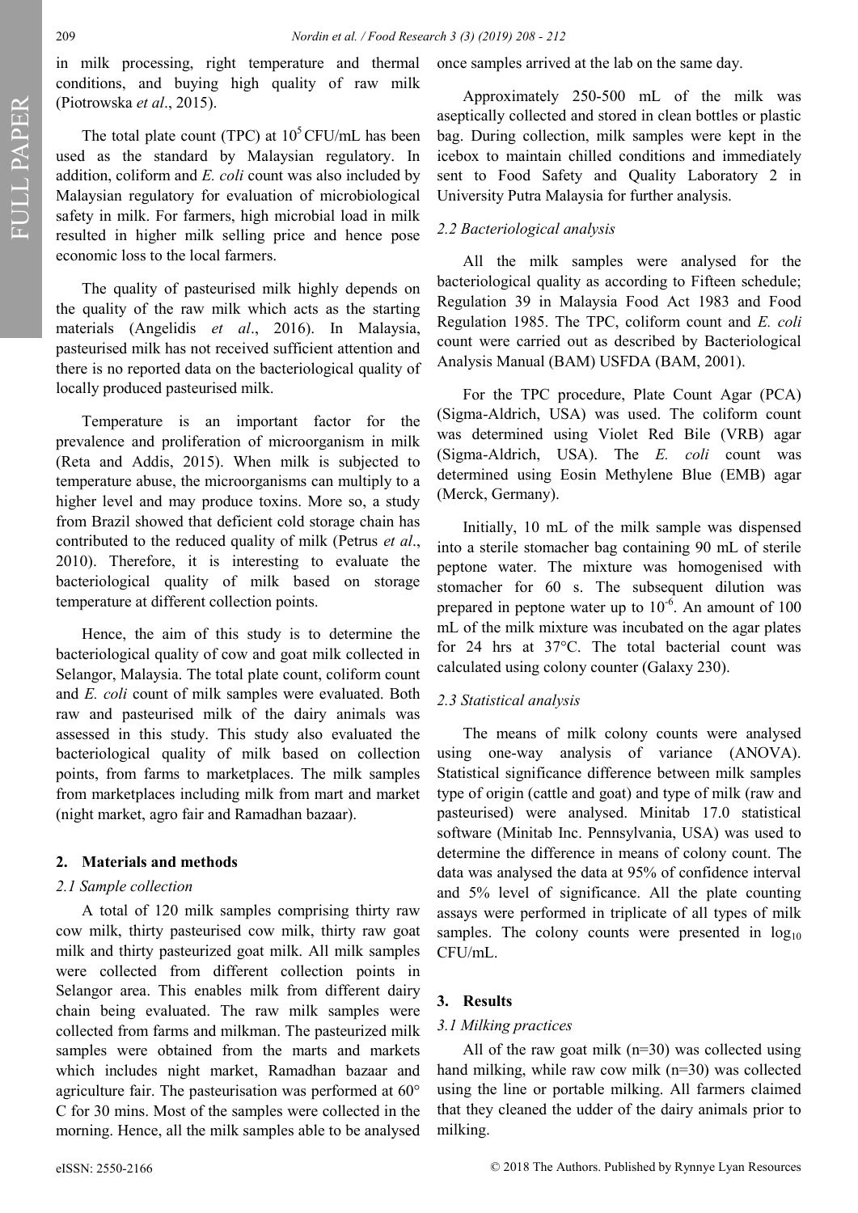in milk processing, right temperature and thermal conditions, and buying high quality of raw milk (Piotrowska *et al*., 2015).

The total plate count (TPC) at $10^5$ CFU/mL has been used as the standard by Malaysian regulatory. In addition, coliform and *E. coli* count was also included by Malaysian regulatory for evaluation of microbiological safety in milk. For farmers, high microbial load in milk resulted in higher milk selling price and hence pose economic loss to the local farmers.

The quality of pasteurised milk highly depends on the quality of the raw milk which acts as the starting materials (Angelidis *et al*., 2016). In Malaysia, pasteurised milk has not received sufficient attention and there is no reported data on the bacteriological quality of locally produced pasteurised milk.

Temperature is an important factor for the prevalence and proliferation of microorganism in milk (Reta and Addis, 2015). When milk is subjected to temperature abuse, the microorganisms can multiply to a higher level and may produce toxins. More so, a study from Brazil showed that deficient cold storage chain has contributed to the reduced quality of milk (Petrus *et al*., 2010). Therefore, it is interesting to evaluate the bacteriological quality of milk based on storage temperature at different collection points.

Hence, the aim of this study is to determine the bacteriological quality of cow and goat milk collected in Selangor, Malaysia. The total plate count, coliform count and *E. coli* count of milk samples were evaluated. Both raw and pasteurised milk of the dairy animals was assessed in this study. This study also evaluated the bacteriological quality of milk based on collection points, from farms to marketplaces. The milk samples from marketplaces including milk from mart and market (night market, agro fair and Ramadhan bazaar).

## 2. Materials and methods

### 2.1 Sample collection

A total of 120 milk samples comprising thirty raw cow milk, thirty pasteurised cow milk, thirty raw goat milk and thirty pasteurized goat milk. All milk samples were collected from different collection points in Selangor area. This enables milk from different dairy chain being evaluated. The raw milk samples were collected from farms and milkman. The pasteurized milk samples were obtained from the marts and markets which includes night market, Ramadhan bazaar and agriculture fair. The pasteurisation was performed at 60° C for 30 mins. Most of the samples were collected in the morning. Hence, all the milk samples able to be analysed once samples arrived at the lab on the same day.

Approximately 250-500 mL of the milk was aseptically collected and stored in clean bottles or plastic bag. During collection, milk samples were kept in the icebox to maintain chilled conditions and immediately sent to Food Safety and Quality Laboratory 2 in University Putra Malaysia for further analysis.

### 2.2 Bacteriological analysis

All the milk samples were analysed for the bacteriological quality as according to Fifteen schedule; Regulation 39 in Malaysia Food Act 1983 and Food Regulation 1985. The TPC, coliform count and *E. coli* count were carried out as described by Bacteriological Analysis Manual (BAM) USFDA (BAM, 2001).

For the TPC procedure, Plate Count Agar (PCA) (Sigma-Aldrich, USA) was used. The coliform count was determined using Violet Red Bile (VRB) agar (Sigma-Aldrich, USA). The *E. coli* count was determined using Eosin Methylene Blue (EMB) agar (Merck, Germany).

Initially, 10 mL of the milk sample was dispensed into a sterile stomacher bag containing 90 mL of sterile peptone water. The mixture was homogenised with stomacher for 60 s. The subsequent dilution was prepared in peptone water up to $10^{-6}$. An amount of 100 mL of the milk mixture was incubated on the agar plates for 24 hrs at 37°C. The total bacterial count was calculated using colony counter (Galaxy 230).

### 2.3 Statistical analysis

The means of milk colony counts were analysed using one-way analysis of variance (ANOVA). Statistical significance difference between milk samples type of origin (cattle and goat) and type of milk (raw and pasteurised) were analysed. Minitab 17.0 statistical software (Minitab Inc. Pennsylvania, USA) was used to determine the difference in means of colony count. The data was analysed the data at 95% of confidence interval and 5% level of significance. All the plate counting assays were performed in triplicate of all types of milk samples. The colony counts were presented in $\log_{10}$ CFU/mL.

## 3. Results

### 3.1 Milking practices

All of the raw goat milk (n=30) was collected using hand milking, while raw cow milk (n=30) was collected using the line or portable milking. All farmers claimed that they cleaned the udder of the dairy animals prior to milking.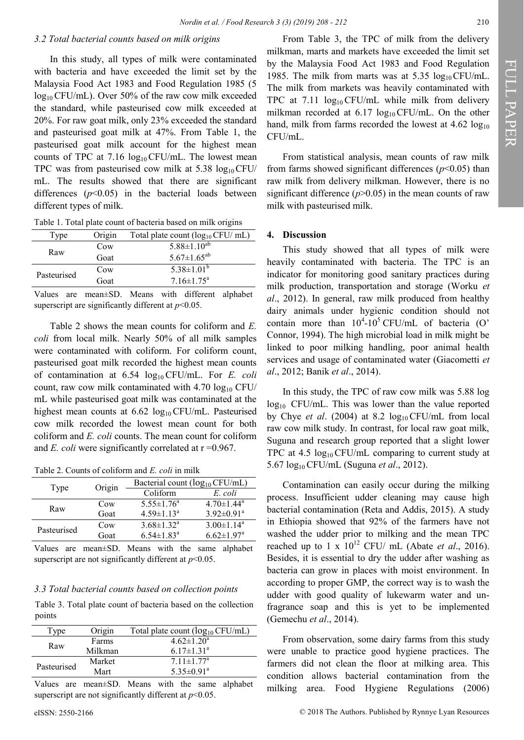### 3.2 Total bacterial counts based on milk origins

In this study, all types of milk were contaminated with bacteria and have exceeded the limit set by the Malaysia Food Act 1983 and Food Regulation 1985 (5 $\log_{10}$ CFU/mL). Over 50% of the raw cow milk exceeded the standard, while pasteurised cow milk exceeded at 20%. For raw goat milk, only 23% exceeded the standard and pasteurised goat milk at 47%. From Table 1, the pasteurised goat milk account for the highest mean counts of TPC at 7.16 $\log_{10}$ CFU/mL. The lowest mean TPC was from pasteurised cow milk at 5.38 $\log_{10}$ CFU/mL. The results showed that there are significant differences ($p$<0.05) in the bacterial loads between different types of milk.

Table 1. Total plate count of bacteria based on milk origins

| Type | Origin | Total plate count ($\log_{10}$ CFU/ mL) |
|---|---|---|
| Raw | Cow | 5.88±1.10[ab] |
| | Goat | 5.67±1.65[ab] |
| Pasteurised | Cow | 5.38±1.01[b] |
| | Goat | 7.16±1.75[a] |

Values are mean±SD. Means with different alphabet superscript are significantly different at $p$<0.05.

Table 2 shows the mean counts for coliform and *E. coli* from local milk. Nearly 50% of all milk samples were contaminated with coliform. For coliform count, pasteurised goat milk recorded the highest mean counts of contamination at 6.54 $\log_{10}$ CFU/mL. For *E. coli* count, raw cow milk contaminated with 4.70 $\log_{10}$ CFU/mL while pasteurised goat milk was contaminated at the highest mean counts at 6.62 $\log_{10}$ CFU/mL. Pasteurised cow milk recorded the lowest mean count for both coliform and *E. coli* counts. The mean count for coliform and *E. coli* were significantly correlated at r =0.967.

Table 2. Counts of coliform and *E. coli* in milk

| Type | Origin | Bacterial count ($\log_{10}$ CFU/mL) | |
|---|---|---|---|
| | | Coliform | *E. coli* |
| Raw | Cow | 5.55±1.76[a] | 4.70±1.44[a] |
| | Goat | 4.59±1.13[a] | 3.92±0.91[a] |
| Pasteurised | Cow | 3.68±1.32[a] | 3.00±1.14[a] |
| | Goat | 6.54±1.83[a] | 6.62±1.97[a] |

Values are mean±SD. Means with the same alphabet superscript are not significantly different at $p$<0.05.

### 3.3 Total bacterial counts based on collection points

Table 3. Total plate count of bacteria based on the collection points

| Type | Origin | Total plate count ($\log_{10}$ CFU/mL) |
|---|---|---|
| Raw | Farms | 4.62±1.20[a] |
| | Milkman | 6.17±1.31[a] |
| Pasteurised | Market | 7.11±1.77[a] |
| | Mart | 5.35±0.91[a] |

Values are mean±SD. Means with the same alphabet superscript are not significantly different at $p$<0.05.

From Table 3, the TPC of milk from the delivery milkman, marts and markets have exceeded the limit set by the Malaysia Food Act 1983 and Food Regulation 1985. The milk from marts was at 5.35 $\log_{10}$ CFU/mL. The milk from markets was heavily contaminated with TPC at 7.11 $\log_{10}$ CFU/mL while milk from delivery milkman recorded at 6.17 $\log_{10}$ CFU/mL. On the other hand, milk from farms recorded the lowest at 4.62 $\log_{10}$ CFU/mL.

From statistical analysis, mean counts of raw milk from farms showed significant differences ($p$<0.05) than raw milk from delivery milkman. However, there is no significant difference ($p$>0.05) in the mean counts of raw milk with pasteurised milk.

## 4. Discussion

This study showed that all types of milk were heavily contaminated with bacteria. The TPC is an indicator for monitoring good sanitary practices during milk production, transportation and storage (Worku *et al*., 2012). In general, raw milk produced from healthy dairy animals under hygienic condition should not contain more than $10^4$-$10^5$ CFU/mL of bacteria (O' Connor, 1994). The high microbial load in milk might be linked to poor milking handling, poor animal health services and usage of contaminated water (Giacometti *et al*., 2012; Banik *et al*., 2014).

In this study, the TPC of raw cow milk was 5.88 log $\log_{10}$ CFU/mL. This was lower than the value reported by Chye *et al*. (2004) at 8.2 $\log_{10}$ CFU/mL from local raw cow milk study. In contrast, for local raw goat milk, Suguna and research group reported that a slight lower TPC at 4.5 $\log_{10}$ CFU/mL comparing to current study at 5.67 $\log_{10}$ CFU/mL (Suguna *et al*., 2012).

Contamination can easily occur during the milking process. Insufficient udder cleaning may cause high bacterial contamination (Reta and Addis, 2015). A study in Ethiopia showed that 92% of the farmers have not washed the udder prior to milking and the mean TPC reached up to 1 x $10^{12}$ CFU/ mL (Abate *et al*., 2016). Besides, it is essential to dry the udder after washing as bacteria can grow in places with moist environment. In according to proper GMP, the correct way is to wash the udder with good quality of lukewarm water and un-fragrance soap and this is yet to be implemented (Gemechu *et al*., 2014).

From observation, some dairy farms from this study were unable to practice good hygiene practices. The farmers did not clean the floor at milking area. This condition allows bacterial contamination from the milking area. Food Hygiene Regulations (2006)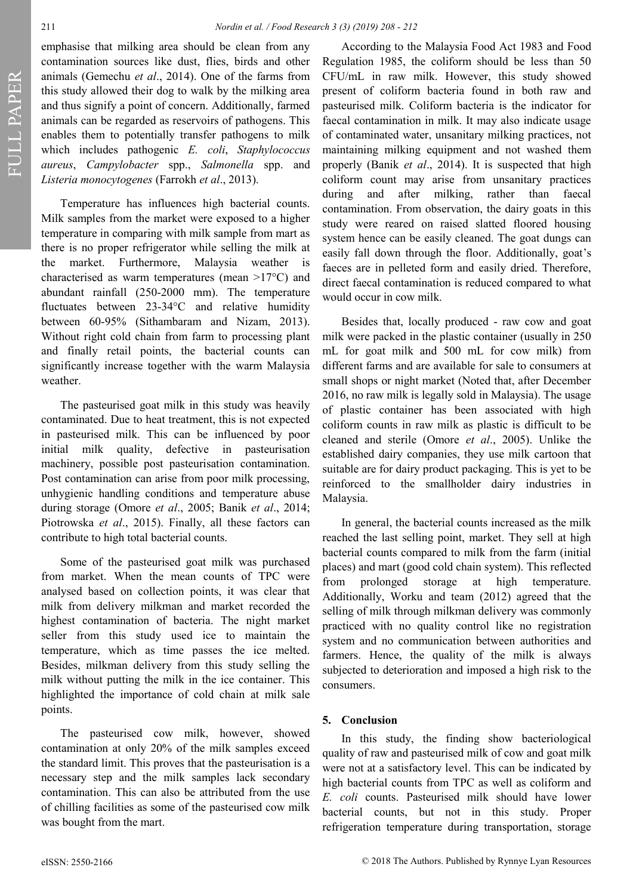emphasise that milking area should be clean from any contamination sources like dust, flies, birds and other animals (Gemechu *et al*., 2014). One of the farms from this study allowed their dog to walk by the milking area and thus signify a point of concern. Additionally, farmed animals can be regarded as reservoirs of pathogens. This enables them to potentially transfer pathogens to milk which includes pathogenic *E. coli*, *Staphylococcus aureus*, *Campylobacter* spp., *Salmonella* spp. and *Listeria monocytogenes* (Farrokh *et al*., 2013).

Temperature has influences high bacterial counts. Milk samples from the market were exposed to a higher temperature in comparing with milk sample from mart as there is no proper refrigerator while selling the milk at the market. Furthermore, Malaysia weather is characterised as warm temperatures (mean >17°C) and abundant rainfall (250-2000 mm). The temperature fluctuates between 23-34°C and relative humidity between 60-95% (Sithambaram and Nizam, 2013). Without right cold chain from farm to processing plant and finally retail points, the bacterial counts can significantly increase together with the warm Malaysia weather.

The pasteurised goat milk in this study was heavily contaminated. Due to heat treatment, this is not expected in pasteurised milk. This can be influenced by poor initial milk quality, defective in pasteurisation machinery, possible post pasteurisation contamination. Post contamination can arise from poor milk processing, unhygienic handling conditions and temperature abuse during storage (Omore *et al*., 2005; Banik *et al*., 2014; Piotrowska *et al*., 2015). Finally, all these factors can contribute to high total bacterial counts.

Some of the pasteurised goat milk was purchased from market. When the mean counts of TPC were analysed based on collection points, it was clear that milk from delivery milkman and market recorded the highest contamination of bacteria. The night market seller from this study used ice to maintain the temperature, which as time passes the ice melted. Besides, milkman delivery from this study selling the milk without putting the milk in the ice container. This highlighted the importance of cold chain at milk sale points.

The pasteurised cow milk, however, showed contamination at only 20% of the milk samples exceed the standard limit. This proves that the pasteurisation is a necessary step and the milk samples lack secondary contamination. This can also be attributed from the use of chilling facilities as some of the pasteurised cow milk was bought from the mart.

According to the Malaysia Food Act 1983 and Food Regulation 1985, the coliform should be less than 50 CFU/mL in raw milk. However, this study showed present of coliform bacteria found in both raw and pasteurised milk. Coliform bacteria is the indicator for faecal contamination in milk. It may also indicate usage of contaminated water, unsanitary milking practices, not maintaining milking equipment and not washed them properly (Banik *et al*., 2014). It is suspected that high coliform count may arise from unsanitary practices during and after milking, rather than faecal contamination. From observation, the dairy goats in this study were reared on raised slatted floored housing system hence can be easily cleaned. The goat dungs can easily fall down through the floor. Additionally, goat's faeces are in pelleted form and easily dried. Therefore, direct faecal contamination is reduced compared to what would occur in cow milk.

Besides that, locally produced - raw cow and goat milk were packed in the plastic container (usually in 250 mL for goat milk and 500 mL for cow milk) from different farms and are available for sale to consumers at small shops or night market (Noted that, after December 2016, no raw milk is legally sold in Malaysia). The usage of plastic container has been associated with high coliform counts in raw milk as plastic is difficult to be cleaned and sterile (Omore *et al*., 2005). Unlike the established dairy companies, they use milk cartoon that suitable are for dairy product packaging. This is yet to be reinforced to the smallholder dairy industries in Malaysia.

In general, the bacterial counts increased as the milk reached the last selling point, market. They sell at high bacterial counts compared to milk from the farm (initial places) and mart (good cold chain system). This reflected from prolonged storage at high temperature. Additionally, Worku and team (2012) agreed that the selling of milk through milkman delivery was commonly practiced with no quality control like no registration system and no communication between authorities and farmers. Hence, the quality of the milk is always subjected to deterioration and imposed a high risk to the consumers.

## 5. Conclusion

In this study, the finding show bacteriological quality of raw and pasteurised milk of cow and goat milk were not at a satisfactory level. This can be indicated by high bacterial counts from TPC as well as coliform and *E. coli* counts. Pasteurised milk should have lower bacterial counts, but not in this study. Proper refrigeration temperature during transportation, storage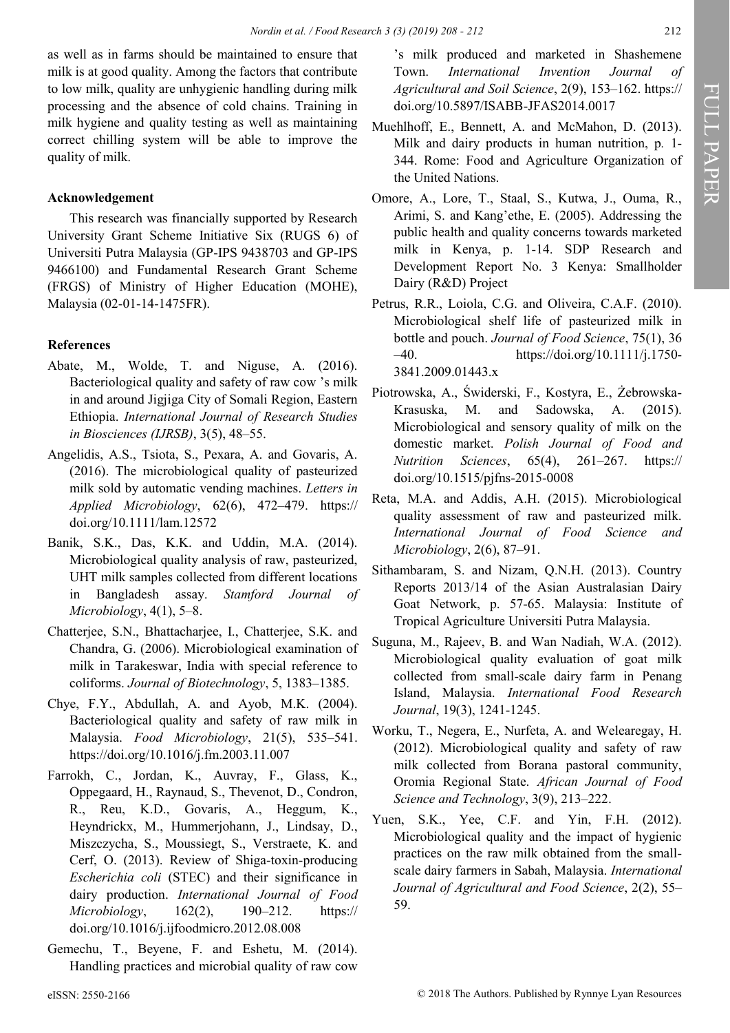as well as in farms should be maintained to ensure that milk is at good quality. Among the factors that contribute to low milk, quality are unhygienic handling during milk processing and the absence of cold chains. Training in milk hygiene and quality testing as well as maintaining correct chilling system will be able to improve the quality of milk.

## Acknowledgement

This research was financially supported by Research University Grant Scheme Initiative Six (RUGS 6) of Universiti Putra Malaysia (GP-IPS 9438703 and GP-IPS 9466100) and Fundamental Research Grant Scheme (FRGS) of Ministry of Higher Education (MOHE), Malaysia (02-01-14-1475FR).

## References

Abate, M., Wolde, T. and Niguse, A. (2016). Bacteriological quality and safety of raw cow 's milk in and around Jigjiga City of Somali Region, Eastern Ethiopia. *International Journal of Research Studies in Biosciences (IJRSB)*, 3(5), 48–55.

Angelidis, A.S., Tsiota, S., Pexara, A. and Govaris, A. (2016). The microbiological quality of pasteurized milk sold by automatic vending machines. *Letters in Applied Microbiology*, 62(6), 472–479. https://doi.org/10.1111/lam.12572

Banik, S.K., Das, K.K. and Uddin, M.A. (2014). Microbiological quality analysis of raw, pasteurized, UHT milk samples collected from different locations in Bangladesh assay. *Stamford Journal of Microbiology*, 4(1), 5–8.

Chatterjee, S.N., Bhattacharjee, I., Chatterjee, S.K. and Chandra, G. (2006). Microbiological examination of milk in Tarakeswar, India with special reference to coliforms. *Journal of Biotechnology*, 5, 1383–1385.

Chye, F.Y., Abdullah, A. and Ayob, M.K. (2004). Bacteriological quality and safety of raw milk in Malaysia. *Food Microbiology*, 21(5), 535–541. https://doi.org/10.1016/j.fm.2003.11.007

Farrokh, C., Jordan, K., Auvray, F., Glass, K., Oppegaard, H., Raynaud, S., Thevenot, D., Condron, R., Reu, K.D., Govaris, A., Heggum, K., Heyndrickx, M., Hummerjohann, J., Lindsay, D., Miszczycha, S., Moussiegt, S., Verstraete, K. and Cerf, O. (2013). Review of Shiga-toxin-producing *Escherichia coli* (STEC) and their significance in dairy production. *International Journal of Food Microbiology*, 162(2), 190–212. https://doi.org/10.1016/j.ijfoodmicro.2012.08.008

Gemechu, T., Beyene, F. and Eshetu, M. (2014). Handling practices and microbial quality of raw cow 's milk produced and marketed in Shashemene Town. *International Invention Journal of Agricultural and Soil Science*, 2(9), 153–162. https://doi.org/10.5897/ISABB-JFAS2014.0017

Muehlhoff, E., Bennett, A. and McMahon, D. (2013). Milk and dairy products in human nutrition, p. 1-344. Rome: Food and Agriculture Organization of the United Nations.

Omore, A., Lore, T., Staal, S., Kutwa, J., Ouma, R., Arimi, S. and Kang'ethe, E. (2005). Addressing the public health and quality concerns towards marketed milk in Kenya, p. 1-14. SDP Research and Development Report No. 3 Kenya: Smallholder Dairy (R&D) Project

Petrus, R.R., Loiola, C.G. and Oliveira, C.A.F. (2010). Microbiological shelf life of pasteurized milk in bottle and pouch. *Journal of Food Science*, 75(1), 36–40. https://doi.org/10.1111/j.1750-3841.2009.01443.x

Piotrowska, A., Świderski, F., Kostyra, E., Żebrowska-Krasuska, M. and Sadowska, A. (2015). Microbiological and sensory quality of milk on the domestic market. *Polish Journal of Food and Nutrition Sciences*, 65(4), 261–267. https://doi.org/10.1515/pjfns-2015-0008

Reta, M.A. and Addis, A.H. (2015). Microbiological quality assessment of raw and pasteurized milk. *International Journal of Food Science and Microbiology*, 2(6), 87–91.

Sithambaram, S. and Nizam, Q.N.H. (2013). Country Reports 2013/14 of the Asian Australasian Dairy Goat Network, p. 57-65. Malaysia: Institute of Tropical Agriculture Universiti Putra Malaysia.

Suguna, M., Rajeev, B. and Wan Nadiah, W.A. (2012). Microbiological quality evaluation of goat milk collected from small-scale dairy farm in Penang Island, Malaysia. *International Food Research Journal*, 19(3), 1241-1245.

Worku, T., Negera, E., Nurfeta, A. and Welearegay, H. (2012). Microbiological quality and safety of raw milk collected from Borana pastoral community, Oromia Regional State. *African Journal of Food Science and Technology*, 3(9), 213–222.

Yuen, S.K., Yee, C.F. and Yin, F.H. (2012). Microbiological quality and the impact of hygienic practices on the raw milk obtained from the small-scale dairy farmers in Sabah, Malaysia. *International Journal of Agricultural and Food Science*, 2(2), 55–59.